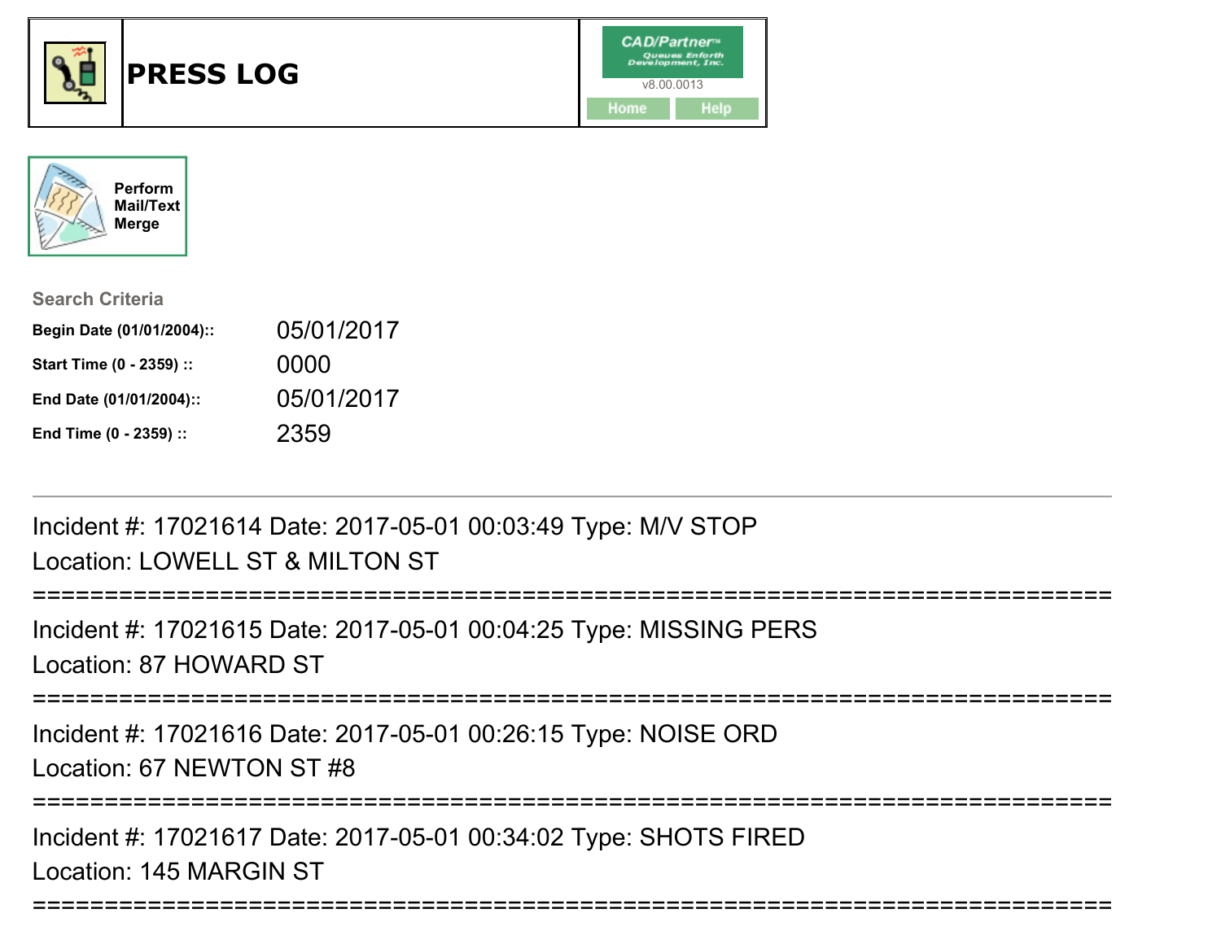# PRESS LOG

CAD/Partner™ Queues Enforth Development, Inc.
v8.00.0013

Home | Help

Perform Mail/Text Merge

**Search Criteria**

| | |
|---|---|
| **Begin Date (01/01/2004)::** | 05/01/2017 |
| **Start Time (0 - 2359) ::** | 0000 |
| **End Date (01/01/2004)::** | 05/01/2017 |
| **End Time (0 - 2359) ::** | 2359 |

---

Incident #: 17021614 Date: 2017-05-01 00:03:49 Type: M/V STOP
Location: LOWELL ST & MILTON ST

===========================================================================

Incident #: 17021615 Date: 2017-05-01 00:04:25 Type: MISSING PERS
Location: 87 HOWARD ST

===========================================================================

Incident #: 17021616 Date: 2017-05-01 00:26:15 Type: NOISE ORD
Location: 67 NEWTON ST #8

===========================================================================

Incident #: 17021617 Date: 2017-05-01 00:34:02 Type: SHOTS FIRED
Location: 145 MARGIN ST

===========================================================================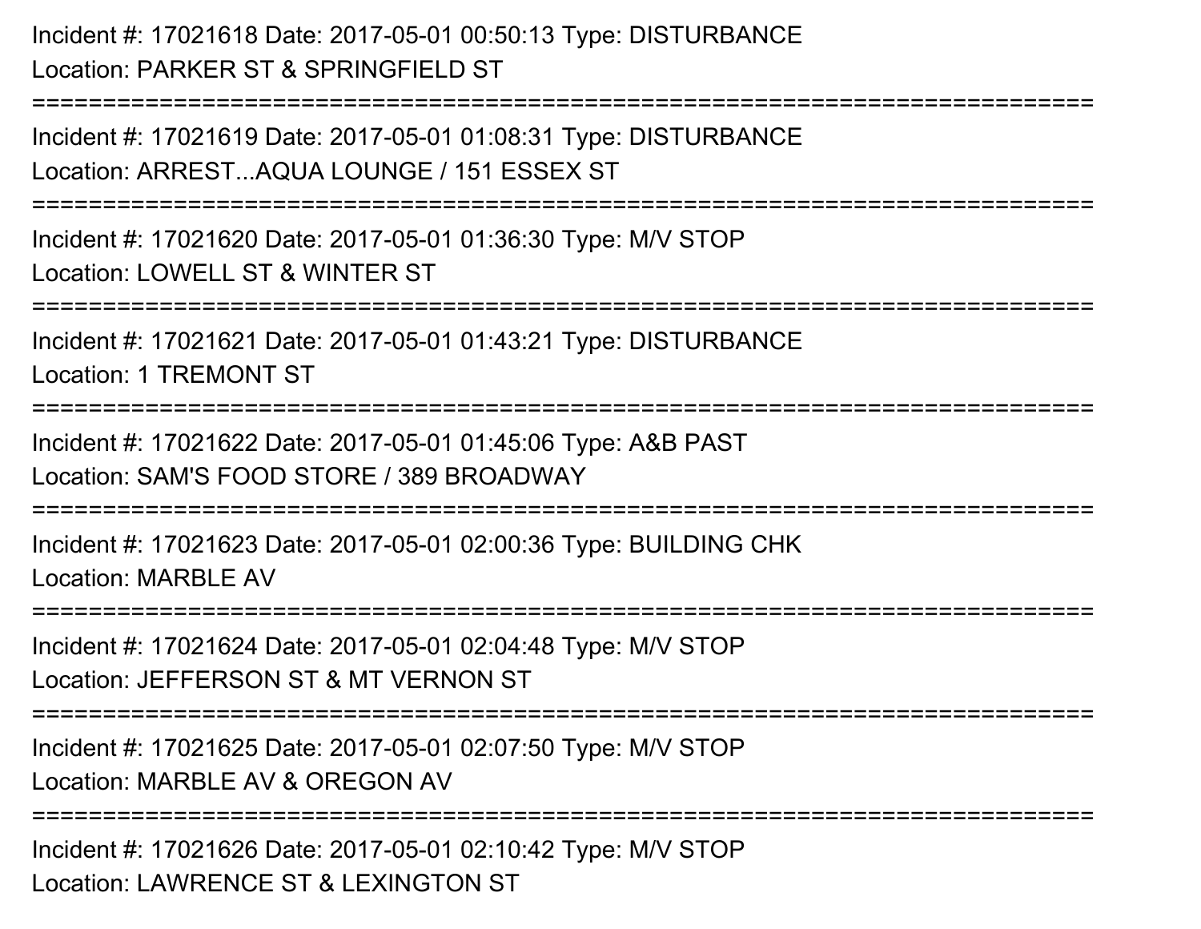Incident #: 17021618 Date: 2017-05-01 00:50:13 Type: DISTURBANCE
Location: PARKER ST & SPRINGFIELD ST

===========================================================================

Incident #: 17021619 Date: 2017-05-01 01:08:31 Type: DISTURBANCE
Location: ARREST...AQUA LOUNGE / 151 ESSEX ST

===========================================================================

Incident #: 17021620 Date: 2017-05-01 01:36:30 Type: M/V STOP
Location: LOWELL ST & WINTER ST

===========================================================================

Incident #: 17021621 Date: 2017-05-01 01:43:21 Type: DISTURBANCE
Location: 1 TREMONT ST

===========================================================================

Incident #: 17021622 Date: 2017-05-01 01:45:06 Type: A&B PAST
Location: SAM'S FOOD STORE / 389 BROADWAY

===========================================================================

Incident #: 17021623 Date: 2017-05-01 02:00:36 Type: BUILDING CHK
Location: MARBLE AV

===========================================================================

Incident #: 17021624 Date: 2017-05-01 02:04:48 Type: M/V STOP
Location: JEFFERSON ST & MT VERNON ST

===========================================================================

Incident #: 17021625 Date: 2017-05-01 02:07:50 Type: M/V STOP
Location: MARBLE AV & OREGON AV

===========================================================================

Incident #: 17021626 Date: 2017-05-01 02:10:42 Type: M/V STOP
Location: LAWRENCE ST & LEXINGTON ST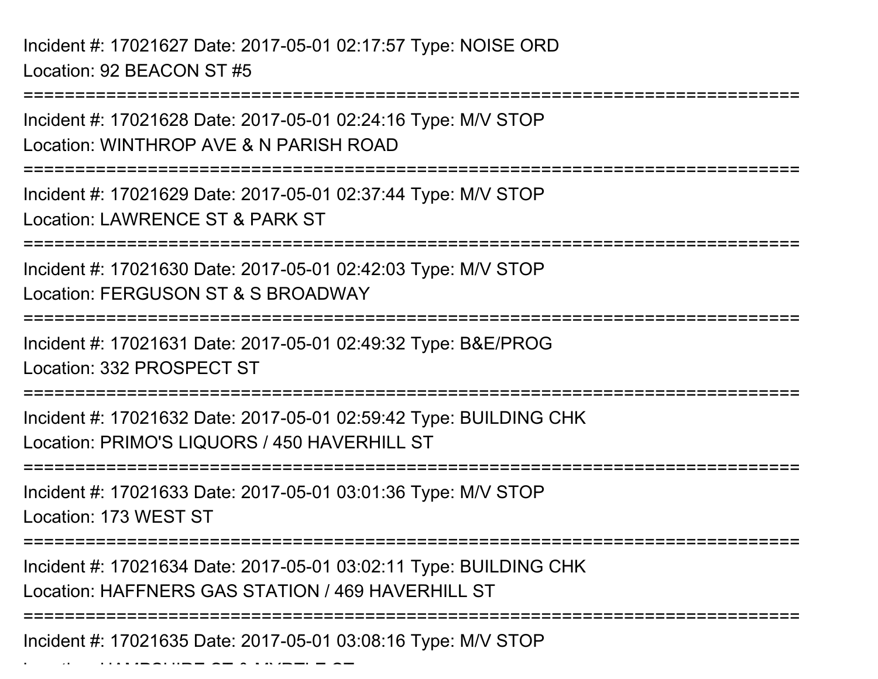Incident #: 17021627 Date: 2017-05-01 02:17:57 Type: NOISE ORD
Location: 92 BEACON ST #5

===========================================================================

Incident #: 17021628 Date: 2017-05-01 02:24:16 Type: M/V STOP
Location: WINTHROP AVE & N PARISH ROAD

===========================================================================

Incident #: 17021629 Date: 2017-05-01 02:37:44 Type: M/V STOP
Location: LAWRENCE ST & PARK ST

===========================================================================

Incident #: 17021630 Date: 2017-05-01 02:42:03 Type: M/V STOP
Location: FERGUSON ST & S BROADWAY

===========================================================================

Incident #: 17021631 Date: 2017-05-01 02:49:32 Type: B&E/PROG
Location: 332 PROSPECT ST

===========================================================================

Incident #: 17021632 Date: 2017-05-01 02:59:42 Type: BUILDING CHK
Location: PRIMO'S LIQUORS / 450 HAVERHILL ST

===========================================================================

Incident #: 17021633 Date: 2017-05-01 03:01:36 Type: M/V STOP
Location: 173 WEST ST

===========================================================================

Incident #: 17021634 Date: 2017-05-01 03:02:11 Type: BUILDING CHK
Location: HAFFNERS GAS STATION / 469 HAVERHILL ST

===========================================================================

Incident #: 17021635 Date: 2017-05-01 03:08:16 Type: M/V STOP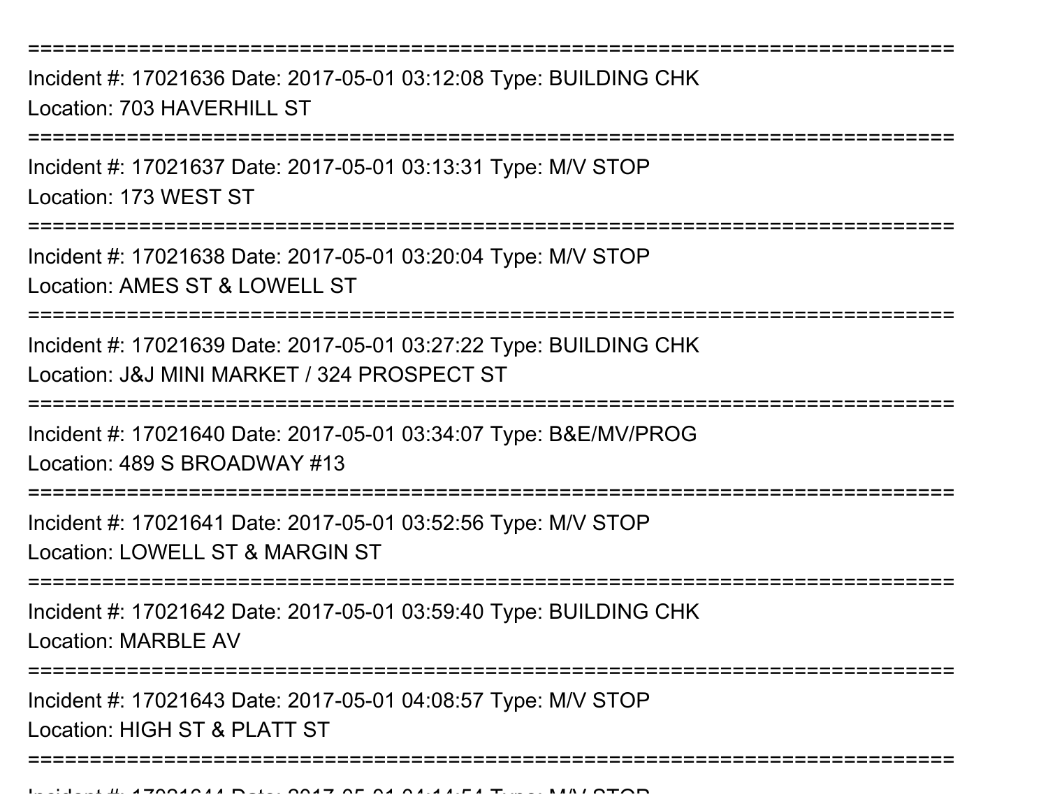==============================================================================

Incident #: 17021636 Date: 2017-05-01 03:12:08 Type: BUILDING CHK
Location: 703 HAVERHILL ST

==============================================================================

Incident #: 17021637 Date: 2017-05-01 03:13:31 Type: M/V STOP
Location: 173 WEST ST

==============================================================================

Incident #: 17021638 Date: 2017-05-01 03:20:04 Type: M/V STOP
Location: AMES ST & LOWELL ST

==============================================================================

Incident #: 17021639 Date: 2017-05-01 03:27:22 Type: BUILDING CHK
Location: J&J MINI MARKET / 324 PROSPECT ST

==============================================================================

Incident #: 17021640 Date: 2017-05-01 03:34:07 Type: B&E/MV/PROG
Location: 489 S BROADWAY #13

==============================================================================

Incident #: 17021641 Date: 2017-05-01 03:52:56 Type: M/V STOP
Location: LOWELL ST & MARGIN ST

==============================================================================

Incident #: 17021642 Date: 2017-05-01 03:59:40 Type: BUILDING CHK
Location: MARBLE AV

==============================================================================

Incident #: 17021643 Date: 2017-05-01 04:08:57 Type: M/V STOP
Location: HIGH ST & PLATT ST

==============================================================================

Incident #: 17021644 Date: 2017-05-01 04:14:54 Type: M/V STOP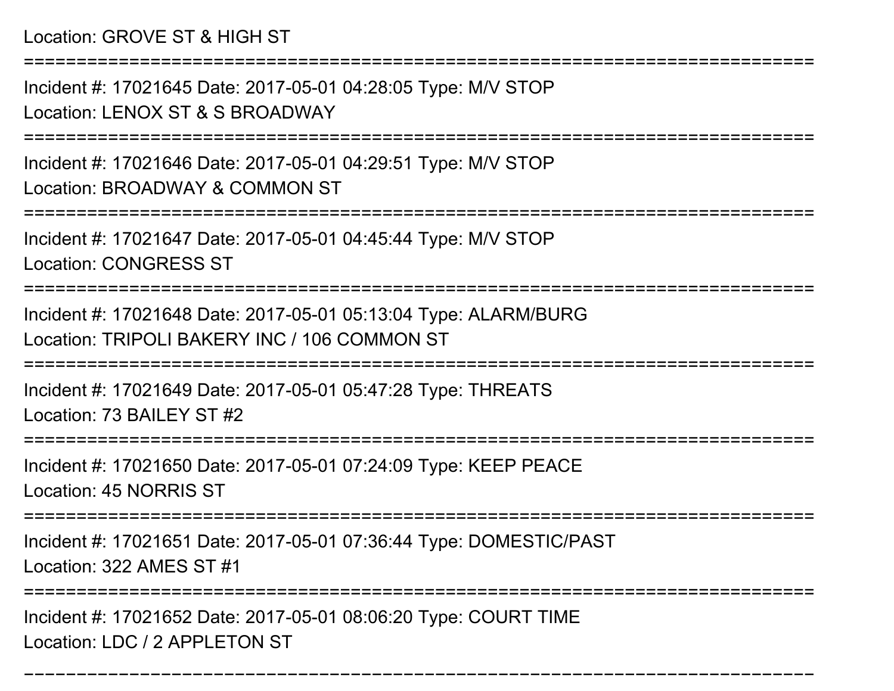Location: GROVE ST & HIGH ST

===========================================================================

Incident #: 17021645 Date: 2017-05-01 04:28:05 Type: M/V STOP

Location: LENOX ST & S BROADWAY

===========================================================================

Incident #: 17021646 Date: 2017-05-01 04:29:51 Type: M/V STOP

Location: BROADWAY & COMMON ST

===========================================================================

Incident #: 17021647 Date: 2017-05-01 04:45:44 Type: M/V STOP

Location: CONGRESS ST

===========================================================================

Incident #: 17021648 Date: 2017-05-01 05:13:04 Type: ALARM/BURG

Location: TRIPOLI BAKERY INC / 106 COMMON ST

===========================================================================

Incident #: 17021649 Date: 2017-05-01 05:47:28 Type: THREATS

Location: 73 BAILEY ST #2

===========================================================================

Incident #: 17021650 Date: 2017-05-01 07:24:09 Type: KEEP PEACE

Location: 45 NORRIS ST

===========================================================================

Incident #: 17021651 Date: 2017-05-01 07:36:44 Type: DOMESTIC/PAST

Location: 322 AMES ST #1

===========================================================================

Incident #: 17021652 Date: 2017-05-01 08:06:20 Type: COURT TIME

Location: LDC / 2 APPLETON ST

---------------------------------------------------------------------------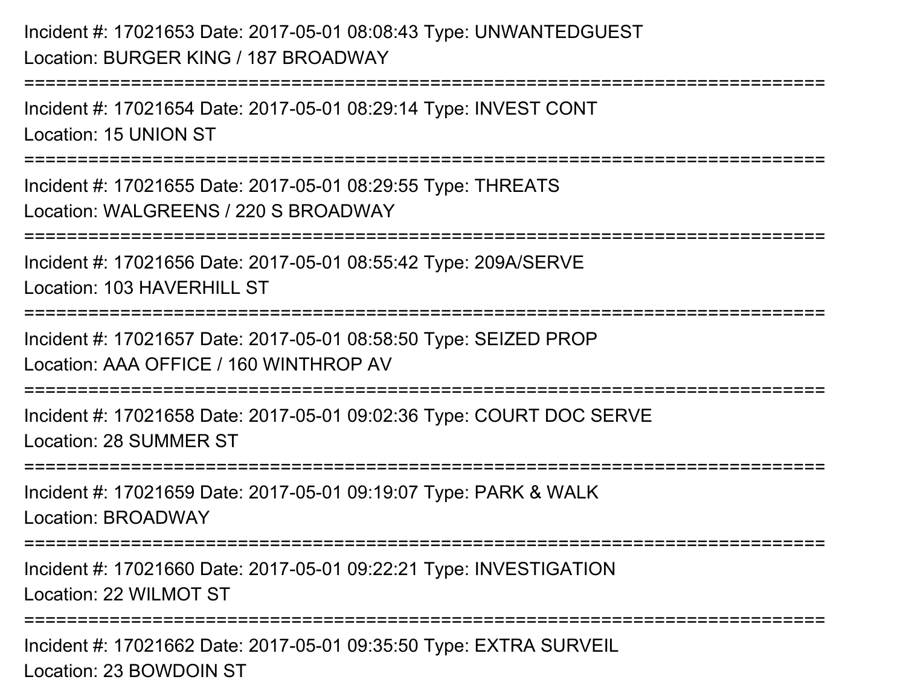Incident #: 17021653 Date: 2017-05-01 08:08:43 Type: UNWANTEDGUEST
Location: BURGER KING / 187 BROADWAY

===========================================================================

Incident #: 17021654 Date: 2017-05-01 08:29:14 Type: INVEST CONT
Location: 15 UNION ST

===========================================================================

Incident #: 17021655 Date: 2017-05-01 08:29:55 Type: THREATS
Location: WALGREENS / 220 S BROADWAY

===========================================================================

Incident #: 17021656 Date: 2017-05-01 08:55:42 Type: 209A/SERVE
Location: 103 HAVERHILL ST

===========================================================================

Incident #: 17021657 Date: 2017-05-01 08:58:50 Type: SEIZED PROP
Location: AAA OFFICE / 160 WINTHROP AV

===========================================================================

Incident #: 17021658 Date: 2017-05-01 09:02:36 Type: COURT DOC SERVE
Location: 28 SUMMER ST

===========================================================================

Incident #: 17021659 Date: 2017-05-01 09:19:07 Type: PARK & WALK
Location: BROADWAY

===========================================================================

Incident #: 17021660 Date: 2017-05-01 09:22:21 Type: INVESTIGATION
Location: 22 WILMOT ST

===========================================================================

Incident #: 17021662 Date: 2017-05-01 09:35:50 Type: EXTRA SURVEIL
Location: 23 BOWDOIN ST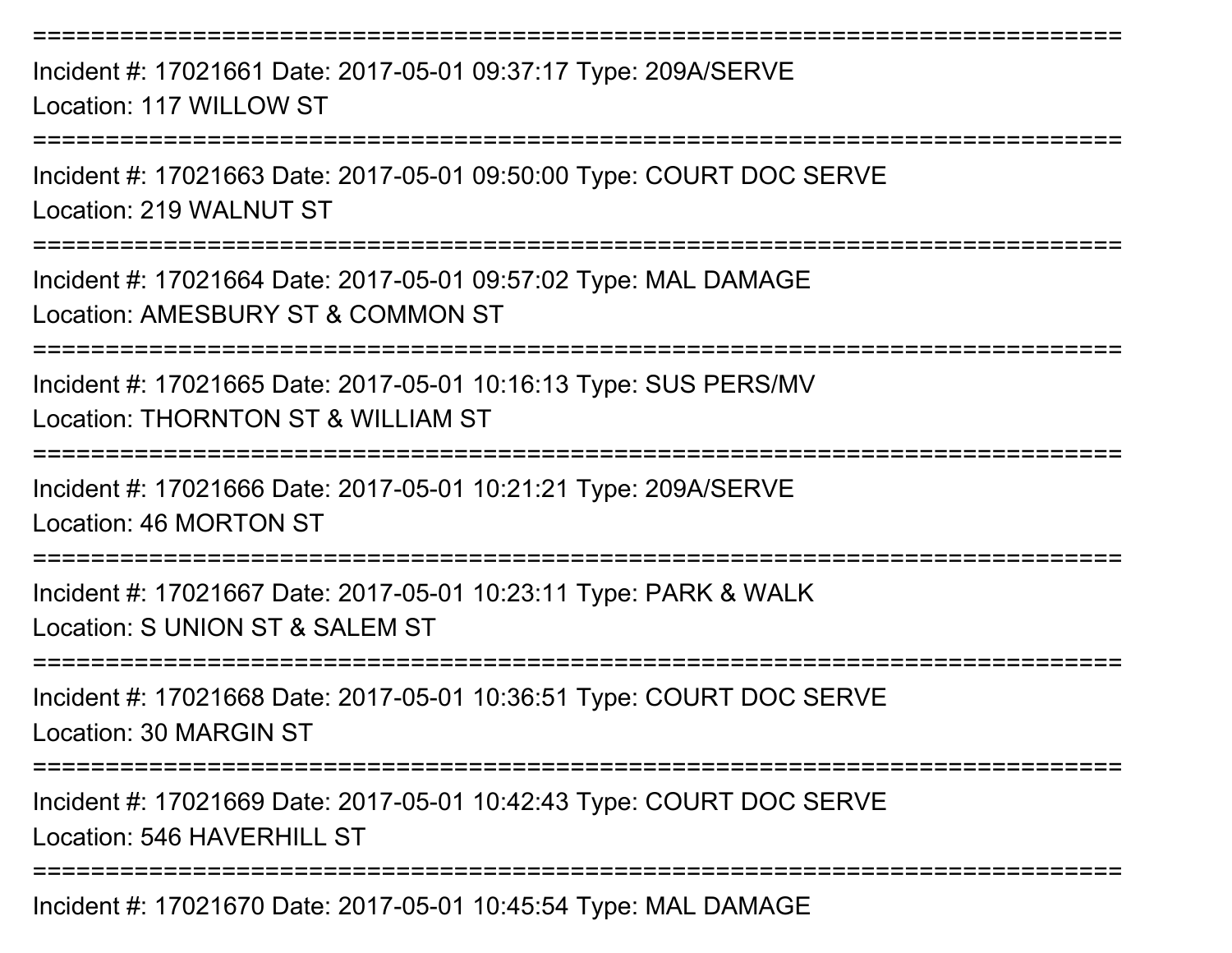===========================================================================

Incident #: 17021661 Date: 2017-05-01 09:37:17 Type: 209A/SERVE

Location: 117 WILLOW ST

===========================================================================

Incident #: 17021663 Date: 2017-05-01 09:50:00 Type: COURT DOC SERVE

Location: 219 WALNUT ST

===========================================================================

Incident #: 17021664 Date: 2017-05-01 09:57:02 Type: MAL DAMAGE

Location: AMESBURY ST & COMMON ST

===========================================================================

Incident #: 17021665 Date: 2017-05-01 10:16:13 Type: SUS PERS/MV

Location: THORNTON ST & WILLIAM ST

===========================================================================

Incident #: 17021666 Date: 2017-05-01 10:21:21 Type: 209A/SERVE

Location: 46 MORTON ST

===========================================================================

Incident #: 17021667 Date: 2017-05-01 10:23:11 Type: PARK & WALK

Location: S UNION ST & SALEM ST

===========================================================================

Incident #: 17021668 Date: 2017-05-01 10:36:51 Type: COURT DOC SERVE

Location: 30 MARGIN ST

===========================================================================

Incident #: 17021669 Date: 2017-05-01 10:42:43 Type: COURT DOC SERVE

Location: 546 HAVERHILL ST

===========================================================================

Incident #: 17021670 Date: 2017-05-01 10:45:54 Type: MAL DAMAGE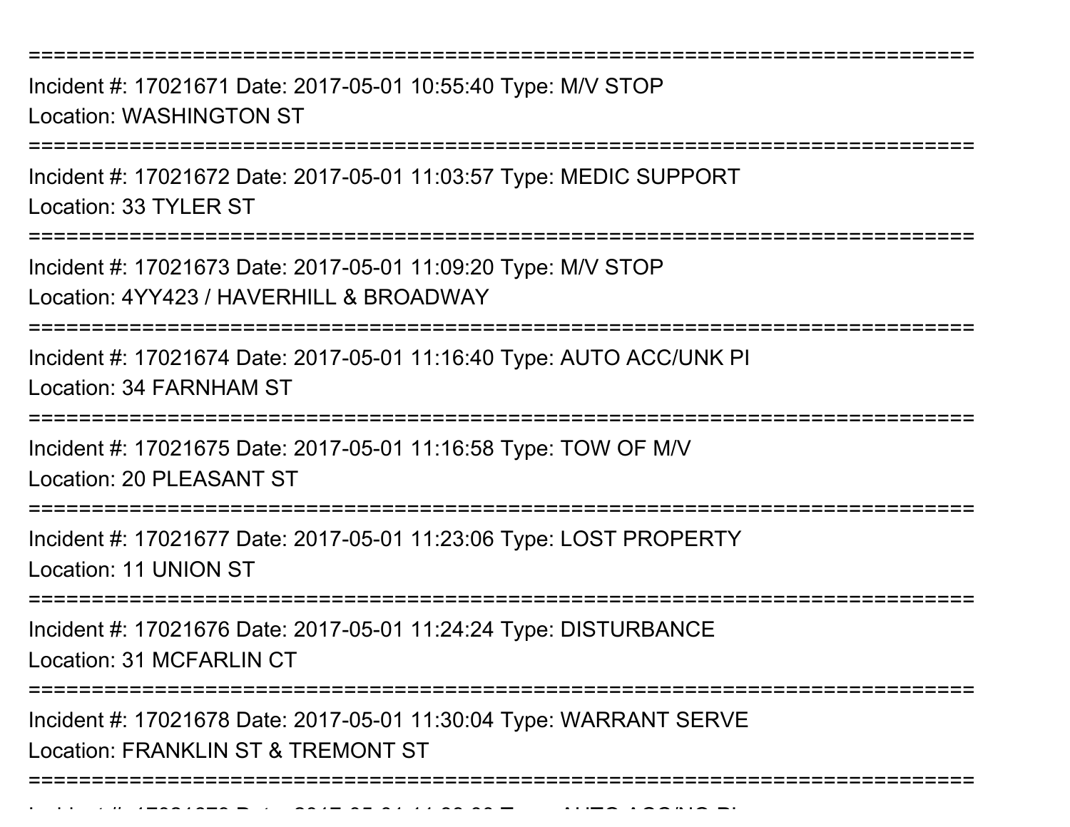===========================================================================

Incident #: 17021671 Date: 2017-05-01 10:55:40 Type: M/V STOP
Location: WASHINGTON ST

===========================================================================

Incident #: 17021672 Date: 2017-05-01 11:03:57 Type: MEDIC SUPPORT
Location: 33 TYLER ST

===========================================================================

Incident #: 17021673 Date: 2017-05-01 11:09:20 Type: M/V STOP
Location: 4YY423 / HAVERHILL & BROADWAY

===========================================================================

Incident #: 17021674 Date: 2017-05-01 11:16:40 Type: AUTO ACC/UNK PI
Location: 34 FARNHAM ST

===========================================================================

Incident #: 17021675 Date: 2017-05-01 11:16:58 Type: TOW OF M/V
Location: 20 PLEASANT ST

===========================================================================

Incident #: 17021677 Date: 2017-05-01 11:23:06 Type: LOST PROPERTY
Location: 11 UNION ST

===========================================================================

Incident #: 17021676 Date: 2017-05-01 11:24:24 Type: DISTURBANCE
Location: 31 MCFARLIN CT

===========================================================================

Incident #: 17021678 Date: 2017-05-01 11:30:04 Type: WARRANT SERVE
Location: FRANKLIN ST & TREMONT ST

===========================================================================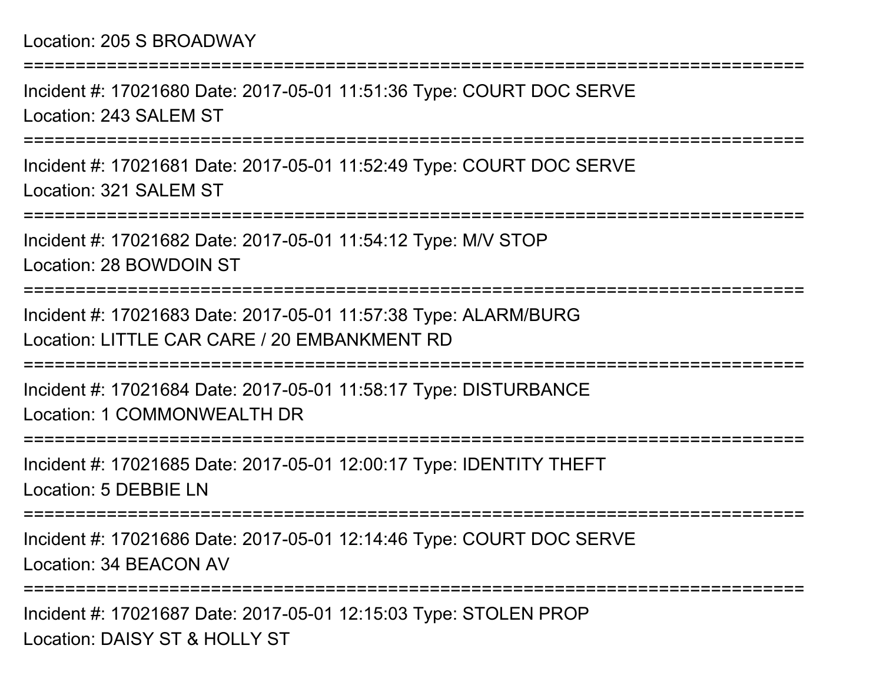Location: 205 S BROADWAY

===========================================================================

Incident #: 17021680 Date: 2017-05-01 11:51:36 Type: COURT DOC SERVE
Location: 243 SALEM ST

===========================================================================

Incident #: 17021681 Date: 2017-05-01 11:52:49 Type: COURT DOC SERVE
Location: 321 SALEM ST

===========================================================================

Incident #: 17021682 Date: 2017-05-01 11:54:12 Type: M/V STOP
Location: 28 BOWDOIN ST

===========================================================================

Incident #: 17021683 Date: 2017-05-01 11:57:38 Type: ALARM/BURG
Location: LITTLE CAR CARE / 20 EMBANKMENT RD

===========================================================================

Incident #: 17021684 Date: 2017-05-01 11:58:17 Type: DISTURBANCE
Location: 1 COMMONWEALTH DR

===========================================================================

Incident #: 17021685 Date: 2017-05-01 12:00:17 Type: IDENTITY THEFT
Location: 5 DEBBIE LN

===========================================================================

Incident #: 17021686 Date: 2017-05-01 12:14:46 Type: COURT DOC SERVE
Location: 34 BEACON AV

===========================================================================

Incident #: 17021687 Date: 2017-05-01 12:15:03 Type: STOLEN PROP
Location: DAISY ST & HOLLY ST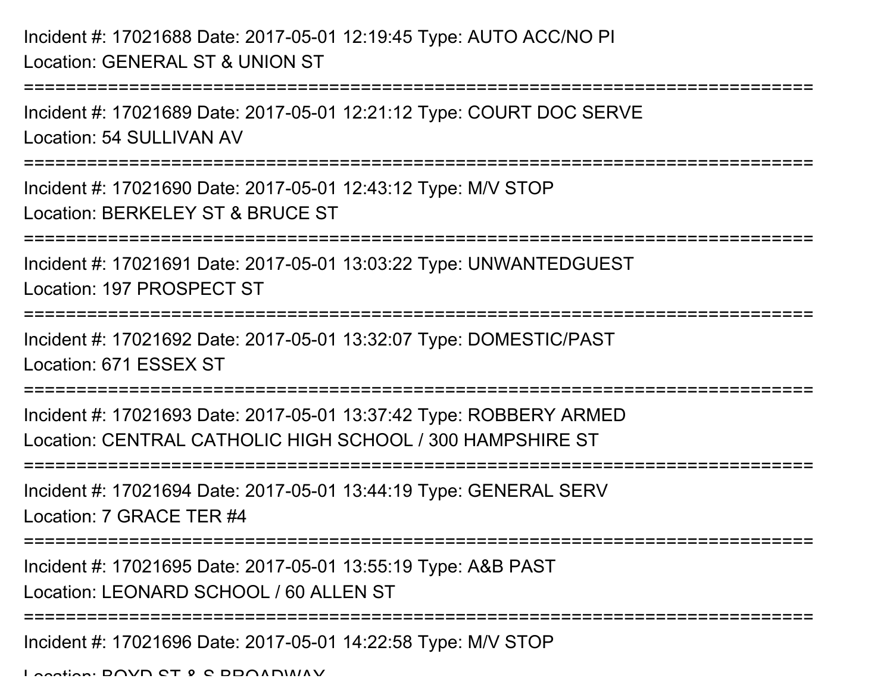Incident #: 17021688 Date: 2017-05-01 12:19:45 Type: AUTO ACC/NO PI
Location: GENERAL ST & UNION ST

===========================================================================

Incident #: 17021689 Date: 2017-05-01 12:21:12 Type: COURT DOC SERVE
Location: 54 SULLIVAN AV

===========================================================================

Incident #: 17021690 Date: 2017-05-01 12:43:12 Type: M/V STOP
Location: BERKELEY ST & BRUCE ST

===========================================================================

Incident #: 17021691 Date: 2017-05-01 13:03:22 Type: UNWANTEDGUEST
Location: 197 PROSPECT ST

===========================================================================

Incident #: 17021692 Date: 2017-05-01 13:32:07 Type: DOMESTIC/PAST
Location: 671 ESSEX ST

===========================================================================

Incident #: 17021693 Date: 2017-05-01 13:37:42 Type: ROBBERY ARMED
Location: CENTRAL CATHOLIC HIGH SCHOOL / 300 HAMPSHIRE ST

===========================================================================

Incident #: 17021694 Date: 2017-05-01 13:44:19 Type: GENERAL SERV
Location: 7 GRACE TER #4

===========================================================================

Incident #: 17021695 Date: 2017-05-01 13:55:19 Type: A&B PAST
Location: LEONARD SCHOOL / 60 ALLEN ST

===========================================================================

Incident #: 17021696 Date: 2017-05-01 14:22:58 Type: M/V STOP
Location: BOYD ST & S BROADWAY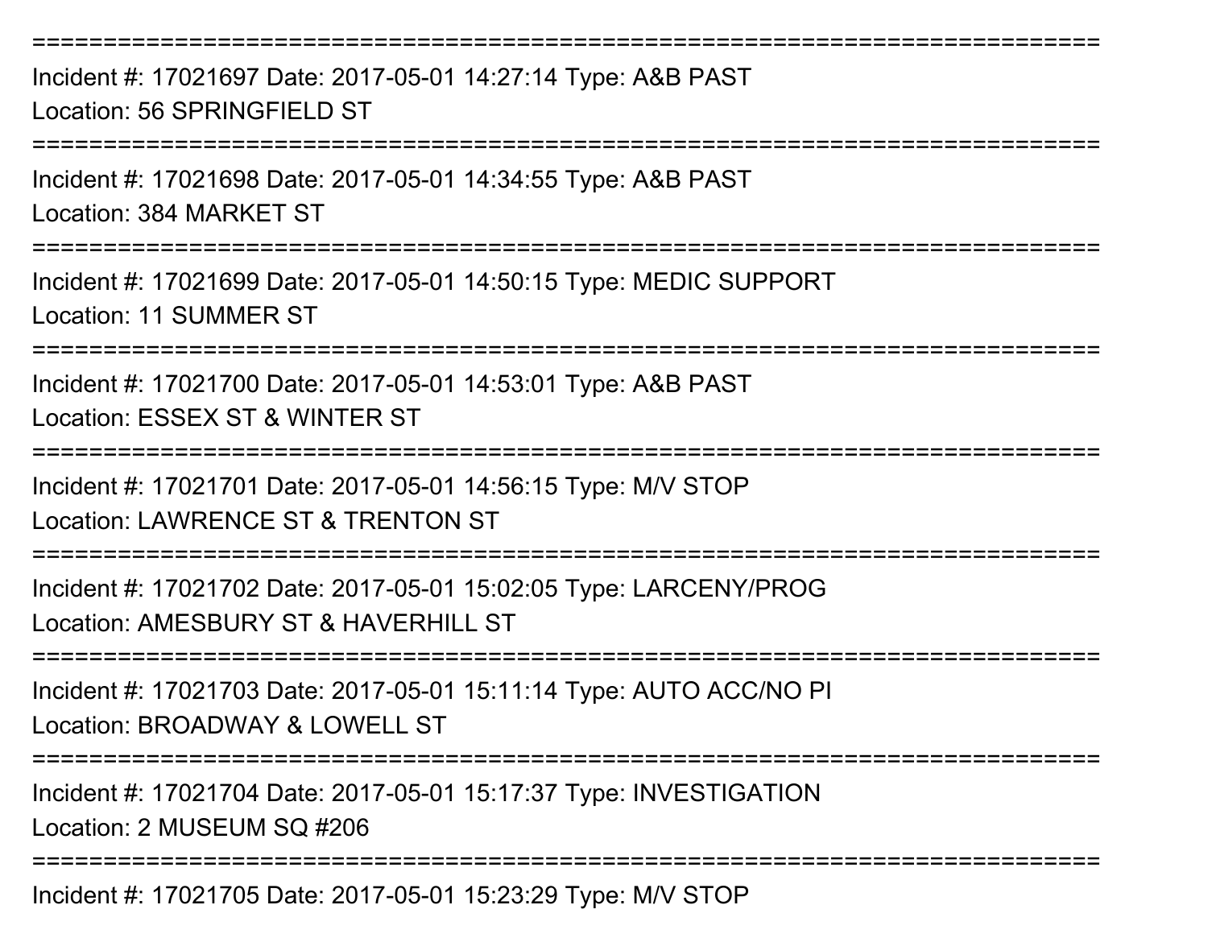===========================================================================
Incident #: 17021697 Date: 2017-05-01 14:27:14 Type: A&B PAST
Location: 56 SPRINGFIELD ST
===========================================================================
Incident #: 17021698 Date: 2017-05-01 14:34:55 Type: A&B PAST
Location: 384 MARKET ST
===========================================================================
Incident #: 17021699 Date: 2017-05-01 14:50:15 Type: MEDIC SUPPORT
Location: 11 SUMMER ST
===========================================================================
Incident #: 17021700 Date: 2017-05-01 14:53:01 Type: A&B PAST
Location: ESSEX ST & WINTER ST
===========================================================================
Incident #: 17021701 Date: 2017-05-01 14:56:15 Type: M/V STOP
Location: LAWRENCE ST & TRENTON ST
===========================================================================
Incident #: 17021702 Date: 2017-05-01 15:02:05 Type: LARCENY/PROG
Location: AMESBURY ST & HAVERHILL ST
===========================================================================
Incident #: 17021703 Date: 2017-05-01 15:11:14 Type: AUTO ACC/NO PI
Location: BROADWAY & LOWELL ST
===========================================================================
Incident #: 17021704 Date: 2017-05-01 15:17:37 Type: INVESTIGATION
Location: 2 MUSEUM SQ #206
===========================================================================
Incident #: 17021705 Date: 2017-05-01 15:23:29 Type: M/V STOP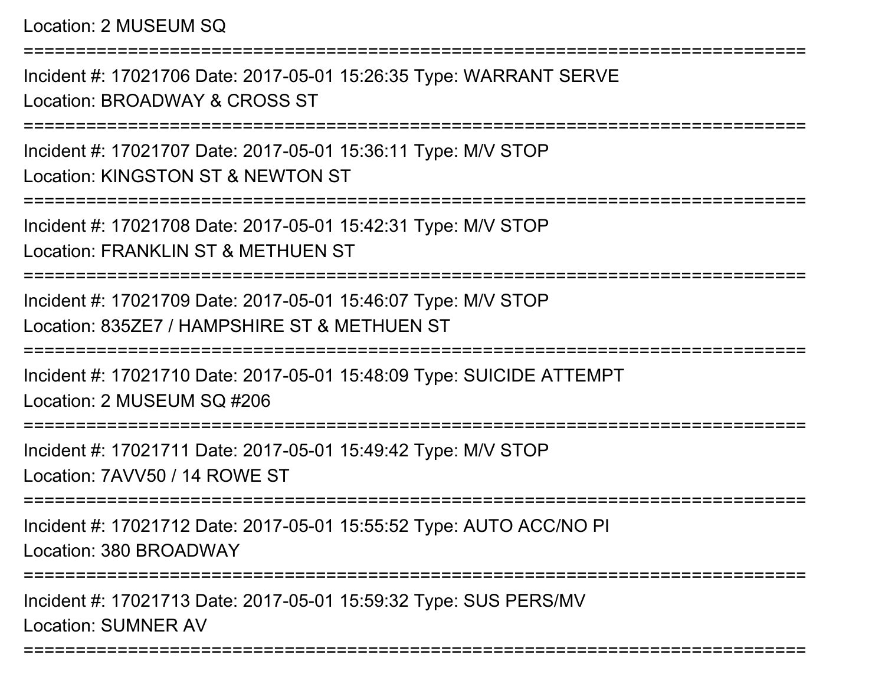Location: 2 MUSEUM SQ

===========================================================================

Incident #: 17021706 Date: 2017-05-01 15:26:35 Type: WARRANT SERVE

Location: BROADWAY & CROSS ST

===========================================================================

Incident #: 17021707 Date: 2017-05-01 15:36:11 Type: M/V STOP

Location: KINGSTON ST & NEWTON ST

===========================================================================

Incident #: 17021708 Date: 2017-05-01 15:42:31 Type: M/V STOP

Location: FRANKLIN ST & METHUEN ST

===========================================================================

Incident #: 17021709 Date: 2017-05-01 15:46:07 Type: M/V STOP

Location: 835ZE7 / HAMPSHIRE ST & METHUEN ST

===========================================================================

Incident #: 17021710 Date: 2017-05-01 15:48:09 Type: SUICIDE ATTEMPT

Location: 2 MUSEUM SQ #206

===========================================================================

Incident #: 17021711 Date: 2017-05-01 15:49:42 Type: M/V STOP

Location: 7AVV50 / 14 ROWE ST

===========================================================================

Incident #: 17021712 Date: 2017-05-01 15:55:52 Type: AUTO ACC/NO PI

Location: 380 BROADWAY

===========================================================================

Incident #: 17021713 Date: 2017-05-01 15:59:32 Type: SUS PERS/MV

Location: SUMNER AV

===========================================================================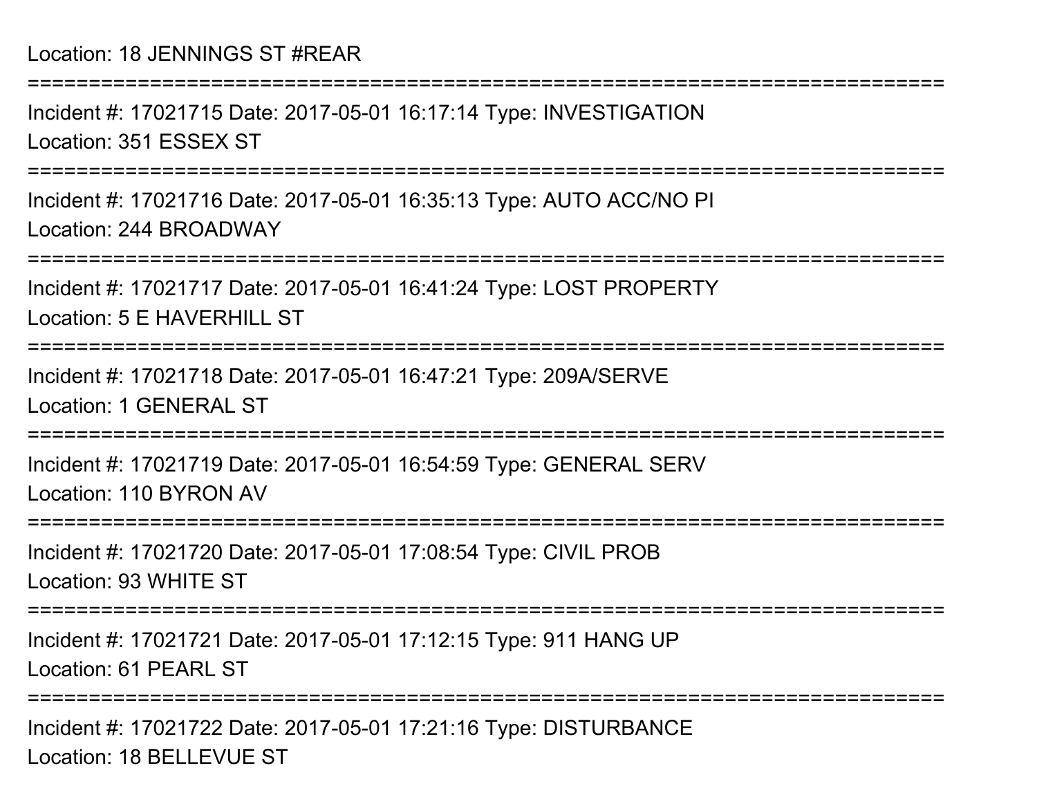Location: 18 JENNINGS ST #REAR

===========================================================================

Incident #: 17021715 Date: 2017-05-01 16:17:14 Type: INVESTIGATION

Location: 351 ESSEX ST

===========================================================================

Incident #: 17021716 Date: 2017-05-01 16:35:13 Type: AUTO ACC/NO PI

Location: 244 BROADWAY

===========================================================================

Incident #: 17021717 Date: 2017-05-01 16:41:24 Type: LOST PROPERTY

Location: 5 E HAVERHILL ST

===========================================================================

Incident #: 17021718 Date: 2017-05-01 16:47:21 Type: 209A/SERVE

Location: 1 GENERAL ST

===========================================================================

Incident #: 17021719 Date: 2017-05-01 16:54:59 Type: GENERAL SERV

Location: 110 BYRON AV

===========================================================================

Incident #: 17021720 Date: 2017-05-01 17:08:54 Type: CIVIL PROB

Location: 93 WHITE ST

===========================================================================

Incident #: 17021721 Date: 2017-05-01 17:12:15 Type: 911 HANG UP

Location: 61 PEARL ST

===========================================================================

Incident #: 17021722 Date: 2017-05-01 17:21:16 Type: DISTURBANCE

Location: 18 BELLEVUE ST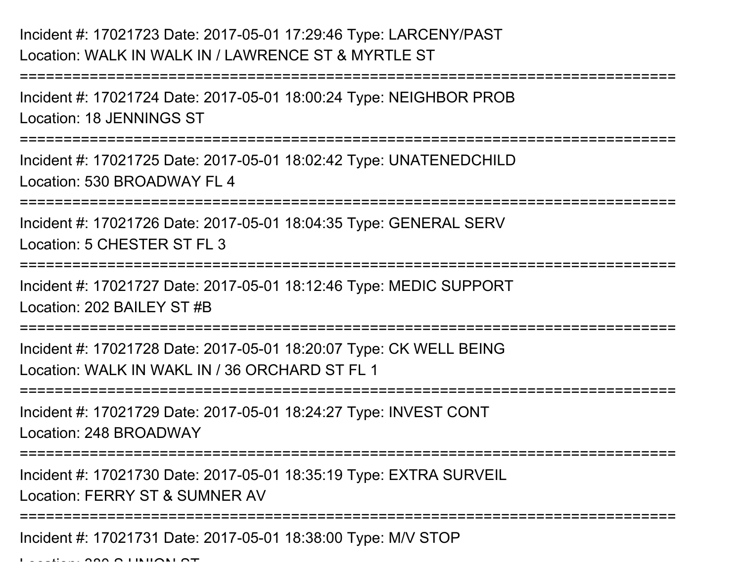Incident #: 17021723 Date: 2017-05-01 17:29:46 Type: LARCENY/PAST
Location: WALK IN WALK IN / LAWRENCE ST & MYRTLE ST

===========================================================================

Incident #: 17021724 Date: 2017-05-01 18:00:24 Type: NEIGHBOR PROB
Location: 18 JENNINGS ST

===========================================================================

Incident #: 17021725 Date: 2017-05-01 18:02:42 Type: UNATENEDCHILD
Location: 530 BROADWAY FL 4

===========================================================================

Incident #: 17021726 Date: 2017-05-01 18:04:35 Type: GENERAL SERV
Location: 5 CHESTER ST FL 3

===========================================================================

Incident #: 17021727 Date: 2017-05-01 18:12:46 Type: MEDIC SUPPORT
Location: 202 BAILEY ST #B

===========================================================================

Incident #: 17021728 Date: 2017-05-01 18:20:07 Type: CK WELL BEING
Location: WALK IN WAKL IN / 36 ORCHARD ST FL 1

===========================================================================

Incident #: 17021729 Date: 2017-05-01 18:24:27 Type: INVEST CONT
Location: 248 BROADWAY

===========================================================================

Incident #: 17021730 Date: 2017-05-01 18:35:19 Type: EXTRA SURVEIL
Location: FERRY ST & SUMNER AV

===========================================================================

Incident #: 17021731 Date: 2017-05-01 18:38:00 Type: M/V STOP
Location: 380 S UNION ST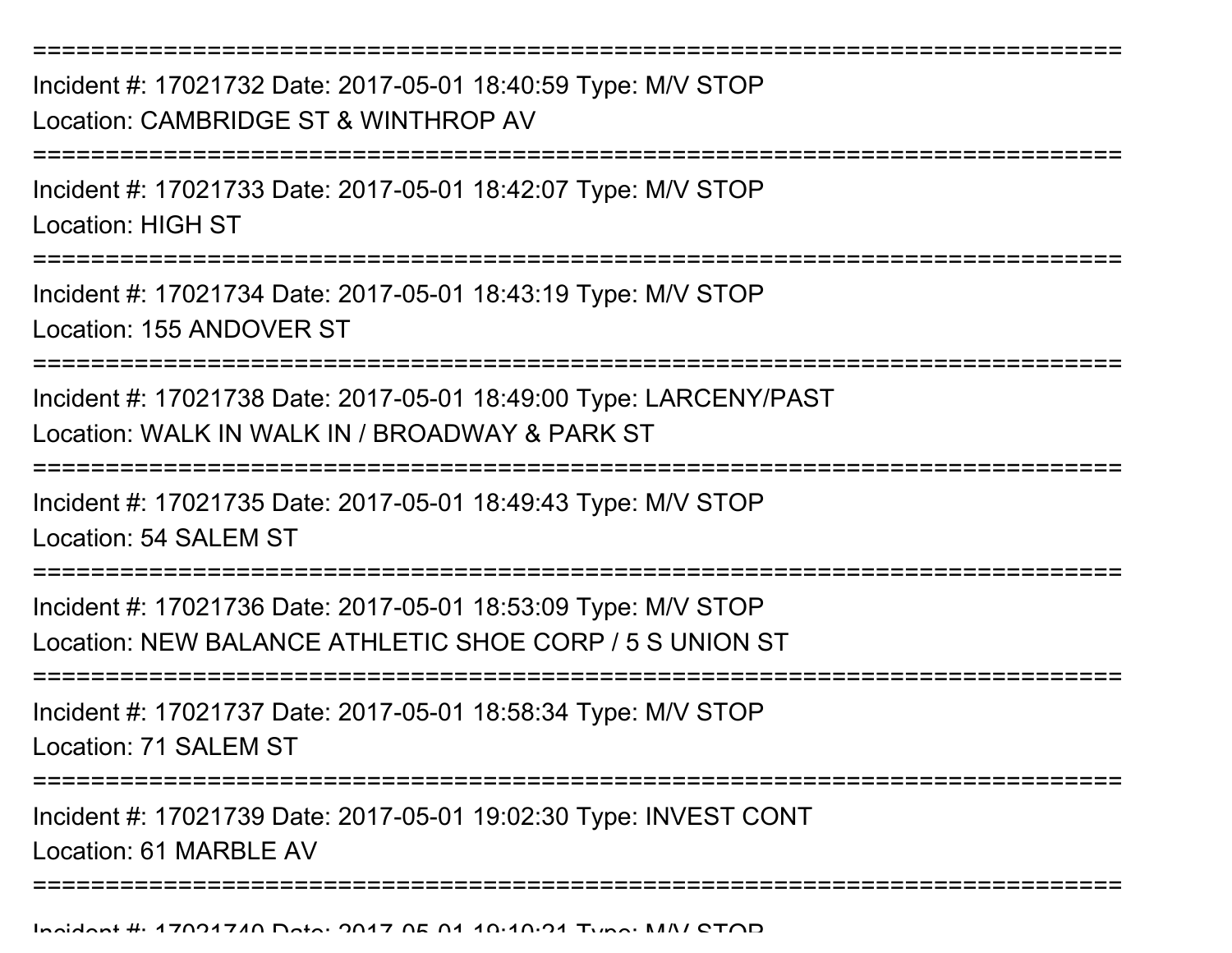===========================================================================

Incident #: 17021732 Date: 2017-05-01 18:40:59 Type: M/V STOP

Location: CAMBRIDGE ST & WINTHROP AV

===========================================================================

Incident #: 17021733 Date: 2017-05-01 18:42:07 Type: M/V STOP

Location: HIGH ST

===========================================================================

Incident #: 17021734 Date: 2017-05-01 18:43:19 Type: M/V STOP

Location: 155 ANDOVER ST

===========================================================================

Incident #: 17021738 Date: 2017-05-01 18:49:00 Type: LARCENY/PAST

Location: WALK IN WALK IN / BROADWAY & PARK ST

===========================================================================

Incident #: 17021735 Date: 2017-05-01 18:49:43 Type: M/V STOP

Location: 54 SALEM ST

===========================================================================

Incident #: 17021736 Date: 2017-05-01 18:53:09 Type: M/V STOP

Location: NEW BALANCE ATHLETIC SHOE CORP / 5 S UNION ST

===========================================================================

Incident #: 17021737 Date: 2017-05-01 18:58:34 Type: M/V STOP

Location: 71 SALEM ST

===========================================================================

Incident #: 17021739 Date: 2017-05-01 19:02:30 Type: INVEST CONT

Location: 61 MARBLE AV

===========================================================================

Incident #: 17021740 Date: 2017-05-01 19:10:21 Type: M/V STOP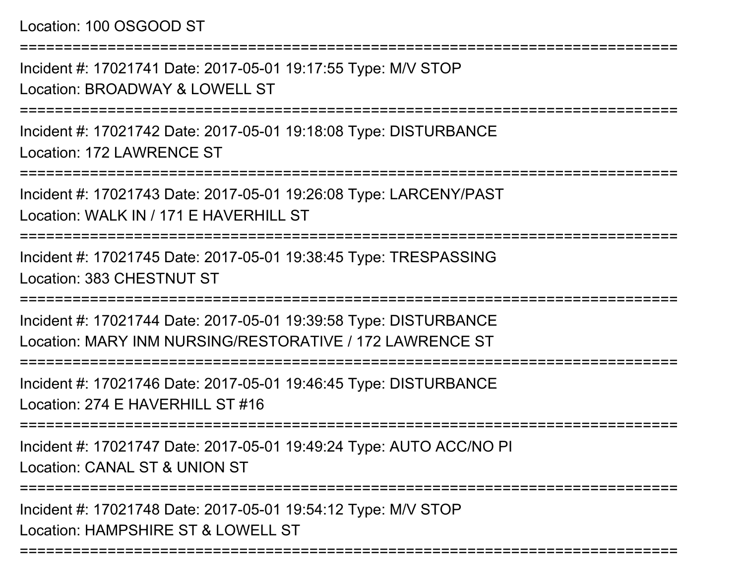Location: 100 OSGOOD ST

===========================================================================

Incident #: 17021741 Date: 2017-05-01 19:17:55 Type: M/V STOP

Location: BROADWAY & LOWELL ST

===========================================================================

Incident #: 17021742 Date: 2017-05-01 19:18:08 Type: DISTURBANCE

Location: 172 LAWRENCE ST

===========================================================================

Incident #: 17021743 Date: 2017-05-01 19:26:08 Type: LARCENY/PAST

Location: WALK IN / 171 E HAVERHILL ST

===========================================================================

Incident #: 17021745 Date: 2017-05-01 19:38:45 Type: TRESPASSING

Location: 383 CHESTNUT ST

===========================================================================

Incident #: 17021744 Date: 2017-05-01 19:39:58 Type: DISTURBANCE

Location: MARY INM NURSING/RESTORATIVE / 172 LAWRENCE ST

===========================================================================

Incident #: 17021746 Date: 2017-05-01 19:46:45 Type: DISTURBANCE

Location: 274 E HAVERHILL ST #16

===========================================================================

Incident #: 17021747 Date: 2017-05-01 19:49:24 Type: AUTO ACC/NO PI

Location: CANAL ST & UNION ST

===========================================================================

Incident #: 17021748 Date: 2017-05-01 19:54:12 Type: M/V STOP

Location: HAMPSHIRE ST & LOWELL ST

===========================================================================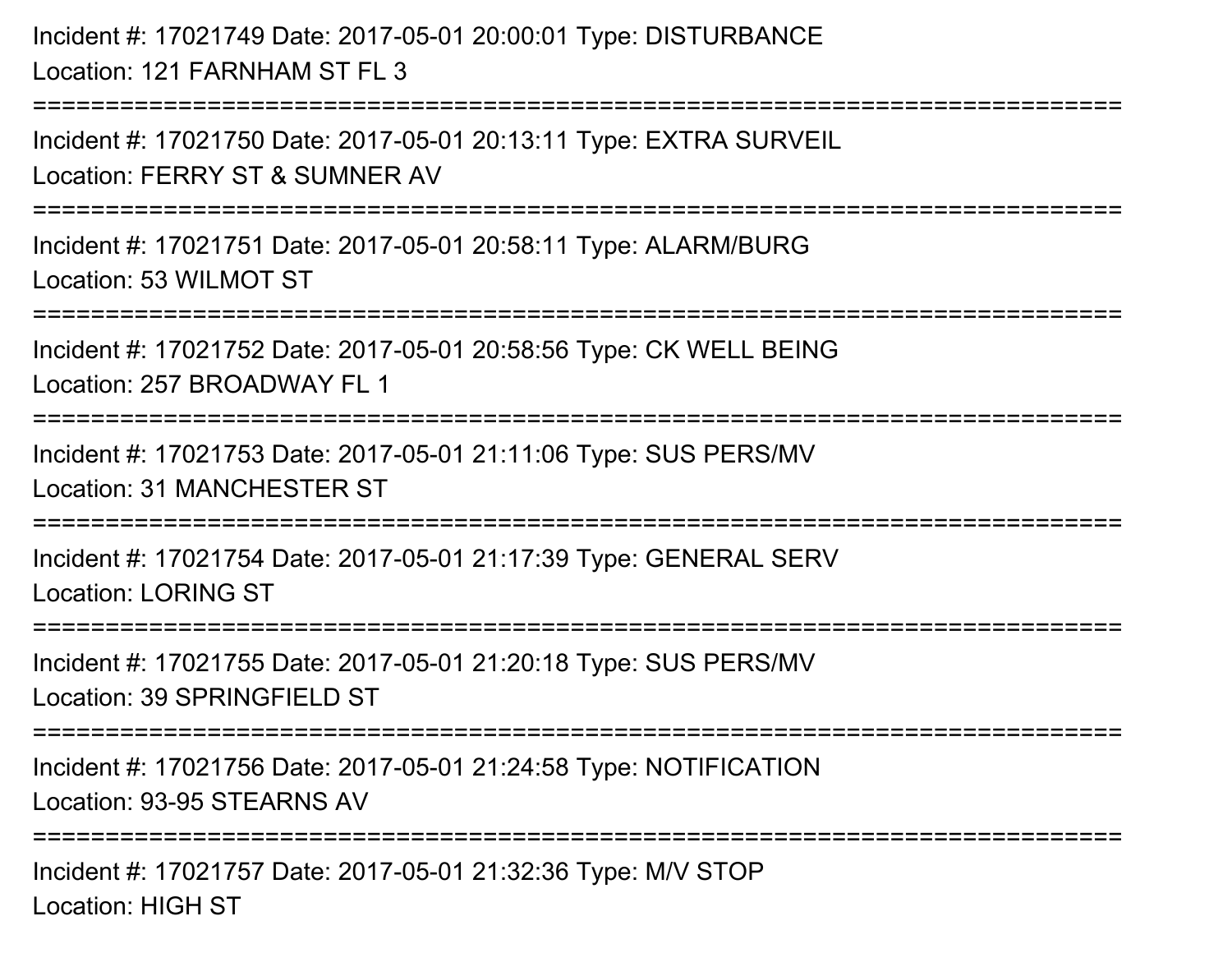Incident #: 17021749 Date: 2017-05-01 20:00:01 Type: DISTURBANCE
Location: 121 FARNHAM ST FL 3

===========================================================================

Incident #: 17021750 Date: 2017-05-01 20:13:11 Type: EXTRA SURVEIL
Location: FERRY ST & SUMNER AV

===========================================================================

Incident #: 17021751 Date: 2017-05-01 20:58:11 Type: ALARM/BURG
Location: 53 WILMOT ST

===========================================================================

Incident #: 17021752 Date: 2017-05-01 20:58:56 Type: CK WELL BEING
Location: 257 BROADWAY FL 1

===========================================================================

Incident #: 17021753 Date: 2017-05-01 21:11:06 Type: SUS PERS/MV
Location: 31 MANCHESTER ST

===========================================================================

Incident #: 17021754 Date: 2017-05-01 21:17:39 Type: GENERAL SERV
Location: LORING ST

===========================================================================

Incident #: 17021755 Date: 2017-05-01 21:20:18 Type: SUS PERS/MV
Location: 39 SPRINGFIELD ST

===========================================================================

Incident #: 17021756 Date: 2017-05-01 21:24:58 Type: NOTIFICATION
Location: 93-95 STEARNS AV

===========================================================================

Incident #: 17021757 Date: 2017-05-01 21:32:36 Type: M/V STOP
Location: HIGH ST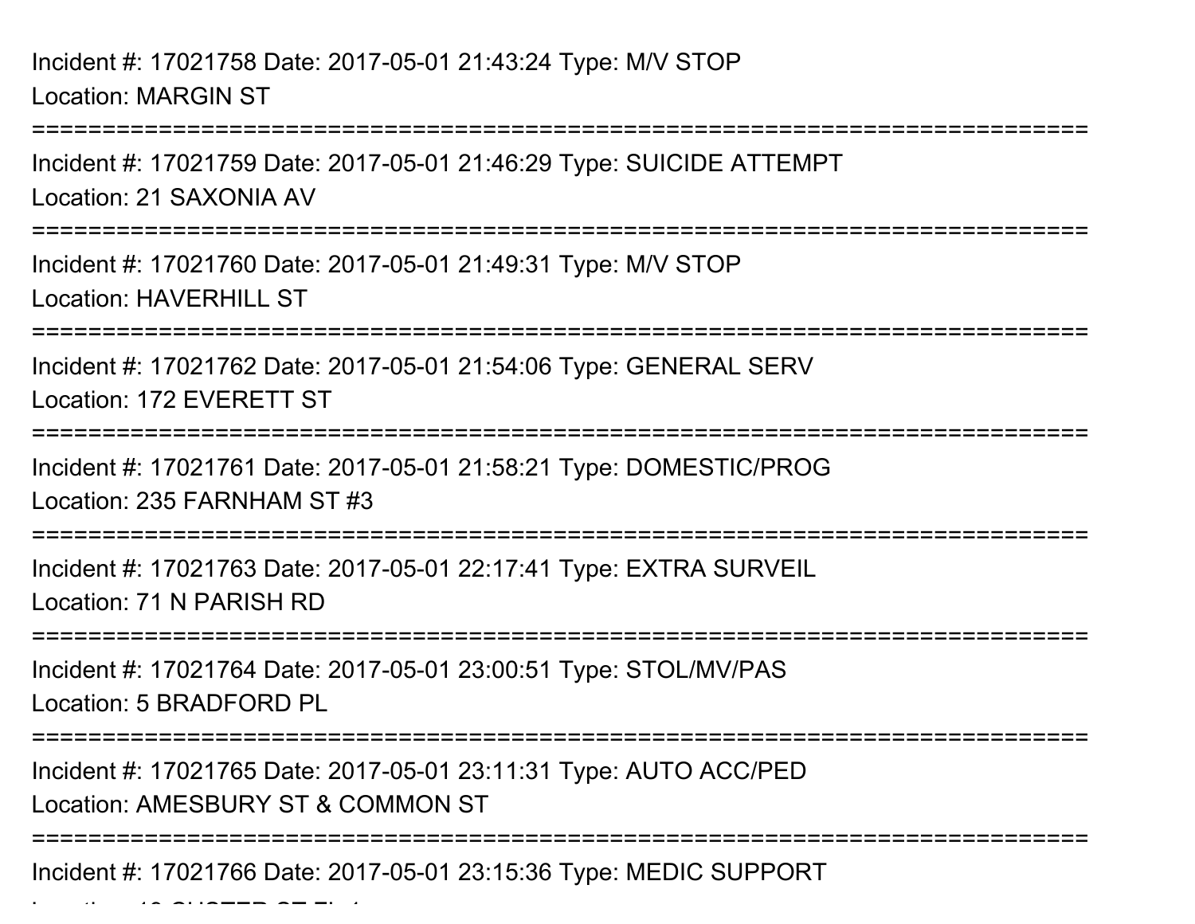Incident #: 17021758 Date: 2017-05-01 21:43:24 Type: M/V STOP
Location: MARGIN ST

===========================================================================

Incident #: 17021759 Date: 2017-05-01 21:46:29 Type: SUICIDE ATTEMPT
Location: 21 SAXONIA AV

===========================================================================

Incident #: 17021760 Date: 2017-05-01 21:49:31 Type: M/V STOP
Location: HAVERHILL ST

===========================================================================

Incident #: 17021762 Date: 2017-05-01 21:54:06 Type: GENERAL SERV
Location: 172 EVERETT ST

===========================================================================

Incident #: 17021761 Date: 2017-05-01 21:58:21 Type: DOMESTIC/PROG
Location: 235 FARNHAM ST #3

===========================================================================

Incident #: 17021763 Date: 2017-05-01 22:17:41 Type: EXTRA SURVEIL
Location: 71 N PARISH RD

===========================================================================

Incident #: 17021764 Date: 2017-05-01 23:00:51 Type: STOL/MV/PAS
Location: 5 BRADFORD PL

===========================================================================

Incident #: 17021765 Date: 2017-05-01 23:11:31 Type: AUTO ACC/PED
Location: AMESBURY ST & COMMON ST

===========================================================================

Incident #: 17021766 Date: 2017-05-01 23:15:36 Type: MEDIC SUPPORT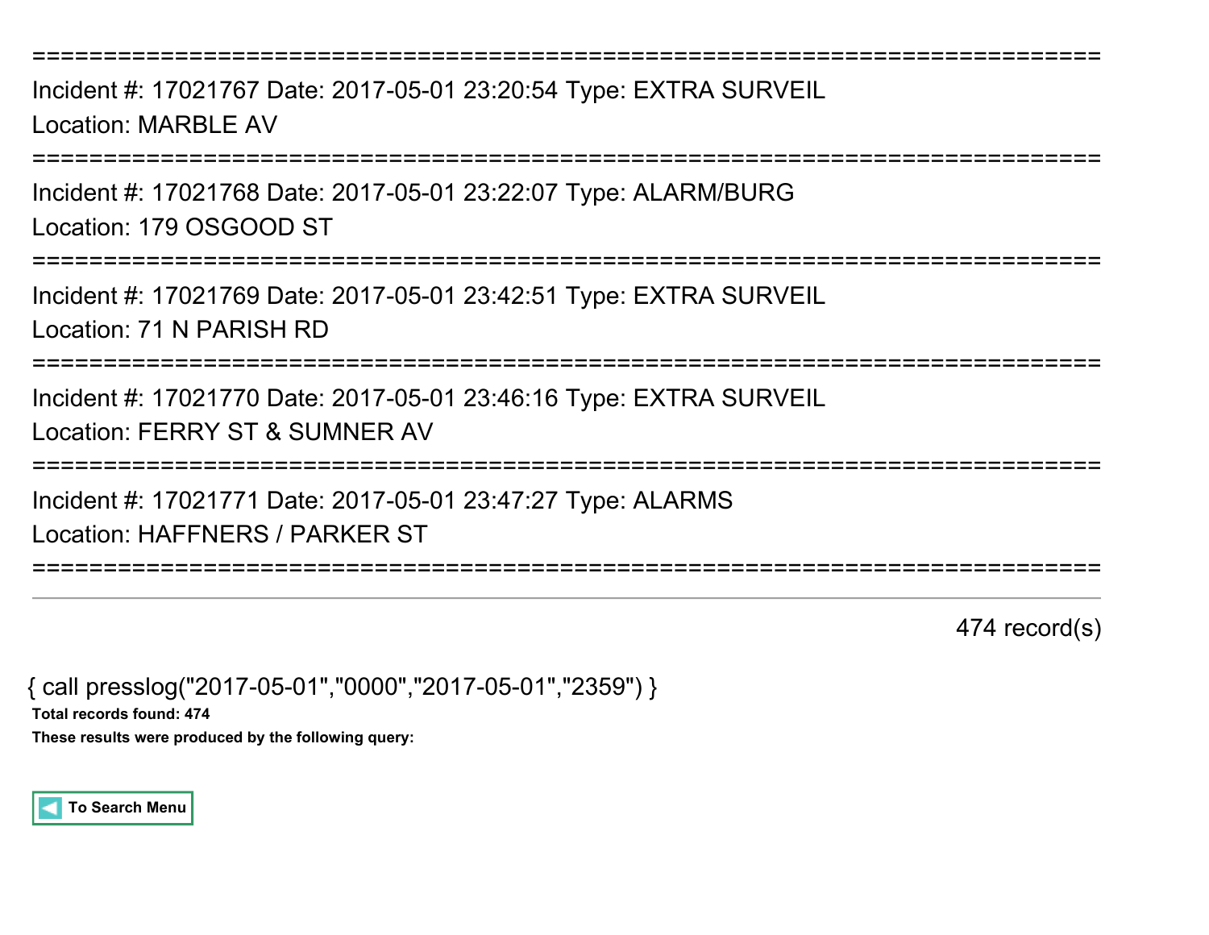===========================================================================

Incident #: 17021767 Date: 2017-05-01 23:20:54 Type: EXTRA SURVEIL

Location: MARBLE AV

===========================================================================

Incident #: 17021768 Date: 2017-05-01 23:22:07 Type: ALARM/BURG

Location: 179 OSGOOD ST

===========================================================================

Incident #: 17021769 Date: 2017-05-01 23:42:51 Type: EXTRA SURVEIL

Location: 71 N PARISH RD

===========================================================================

Incident #: 17021770 Date: 2017-05-01 23:46:16 Type: EXTRA SURVEIL

Location: FERRY ST & SUMNER AV

===========================================================================

Incident #: 17021771 Date: 2017-05-01 23:47:27 Type: ALARMS

Location: HAFFNERS / PARKER ST

===========================================================================

---

474 record(s)

{ call presslog("2017-05-01","0000","2017-05-01","2359") }

**Total records found: 474**

**These results were produced by the following query:**

**To Search Menu**